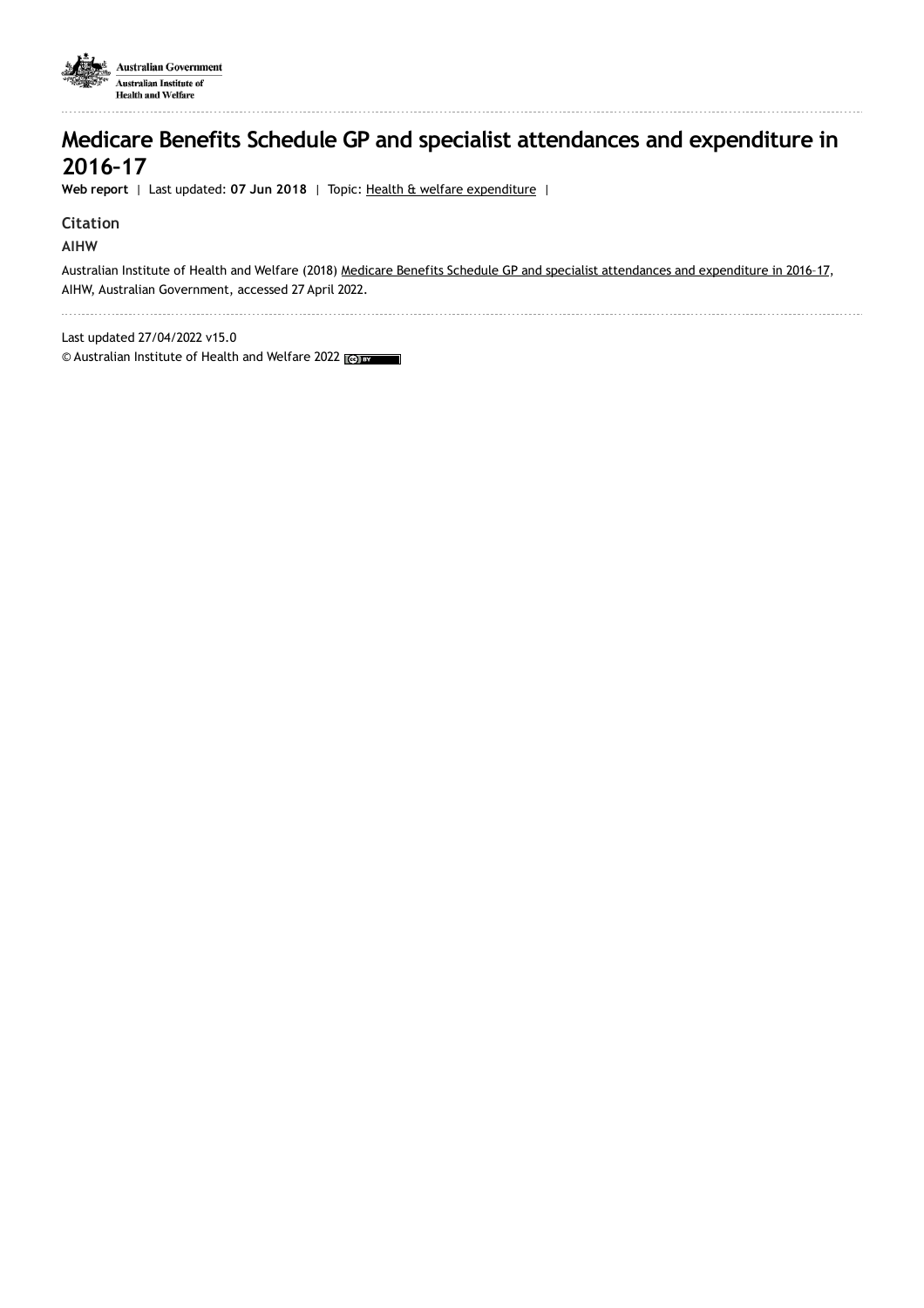Australian Government
Australian Institute of Health and Welfare

# Medicare Benefits Schedule GP and specialist attendances and expenditure in 2016–17

**Web report** | Last updated: **07 Jun 2018** | Topic: Health & welfare expenditure |

## Citation

**AIHW**

Australian Institute of Health and Welfare (2018) Medicare Benefits Schedule GP and specialist attendances and expenditure in 2016–17, AIHW, Australian Government, accessed 27 April 2022.

Last updated 27/04/2022 v15.0

© Australian Institute of Health and Welfare 2022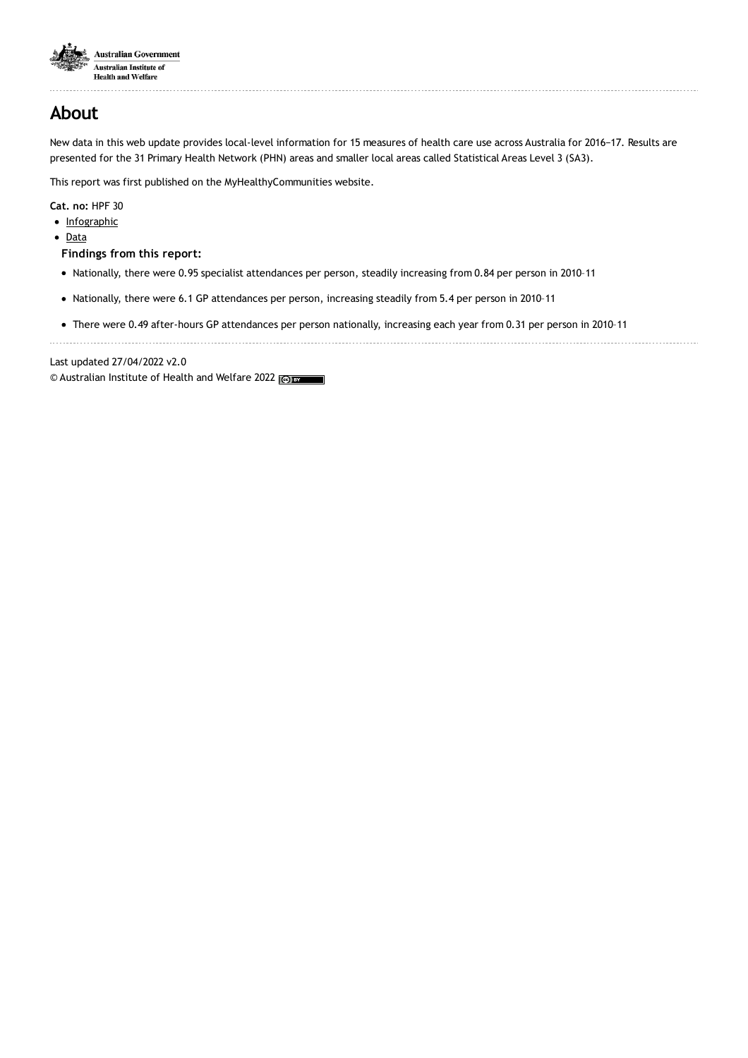# About

New data in this web update provides local-level information for 15 measures of health care use across Australia for 2016–17. Results are presented for the 31 Primary Health Network (PHN) areas and smaller local areas called Statistical Areas Level 3 (SA3).

This report was first published on the MyHealthyCommunities website.

**Cat. no:** HPF 30

- Infographic
- Data

**Findings from this report:**

- Nationally, there were 0.95 specialist attendances per person, steadily increasing from 0.84 per person in 2010–11
- Nationally, there were 6.1 GP attendances per person, increasing steadily from 5.4 per person in 2010–11
- There were 0.49 after-hours GP attendances per person nationally, increasing each year from 0.31 per person in 2010–11

Last updated 27/04/2022 v2.0

© Australian Institute of Health and Welfare 2022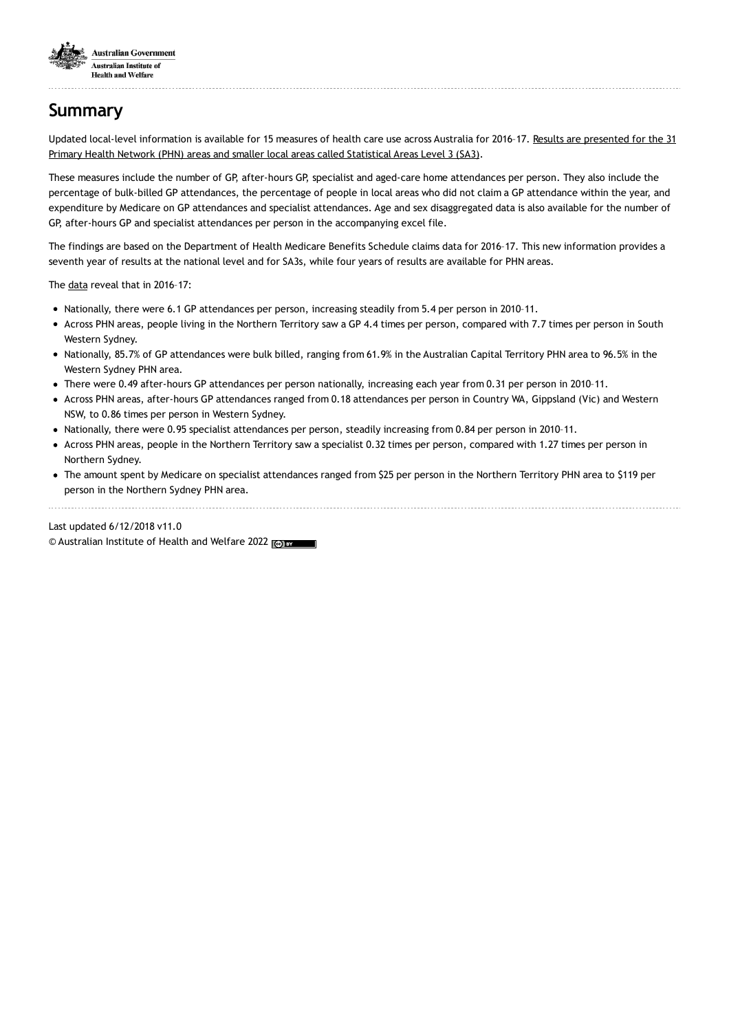## Summary

Updated local-level information is available for 15 measures of health care use across Australia for 2016–17. Results are presented for the 31 Primary Health Network (PHN) areas and smaller local areas called Statistical Areas Level 3 (SA3).

These measures include the number of GP, after-hours GP, specialist and aged-care home attendances per person. They also include the percentage of bulk-billed GP attendances, the percentage of people in local areas who did not claim a GP attendance within the year, and expenditure by Medicare on GP attendances and specialist attendances. Age and sex disaggregated data is also available for the number of GP, after-hours GP and specialist attendances per person in the accompanying excel file.

The findings are based on the Department of Health Medicare Benefits Schedule claims data for 2016–17. This new information provides a seventh year of results at the national level and for SA3s, while four years of results are available for PHN areas.

The data reveal that in 2016–17:

- Nationally, there were 6.1 GP attendances per person, increasing steadily from 5.4 per person in 2010–11.
- Across PHN areas, people living in the Northern Territory saw a GP 4.4 times per person, compared with 7.7 times per person in South Western Sydney.
- Nationally, 85.7% of GP attendances were bulk billed, ranging from 61.9% in the Australian Capital Territory PHN area to 96.5% in the Western Sydney PHN area.
- There were 0.49 after-hours GP attendances per person nationally, increasing each year from 0.31 per person in 2010–11.
- Across PHN areas, after-hours GP attendances ranged from 0.18 attendances per person in Country WA, Gippsland (Vic) and Western NSW, to 0.86 times per person in Western Sydney.
- Nationally, there were 0.95 specialist attendances per person, steadily increasing from 0.84 per person in 2010–11.
- Across PHN areas, people in the Northern Territory saw a specialist 0.32 times per person, compared with 1.27 times per person in Northern Sydney.
- The amount spent by Medicare on specialist attendances ranged from $25 per person in the Northern Territory PHN area to $119 per person in the Northern Sydney PHN area.

Last updated 6/12/2018 v11.0

© Australian Institute of Health and Welfare 2022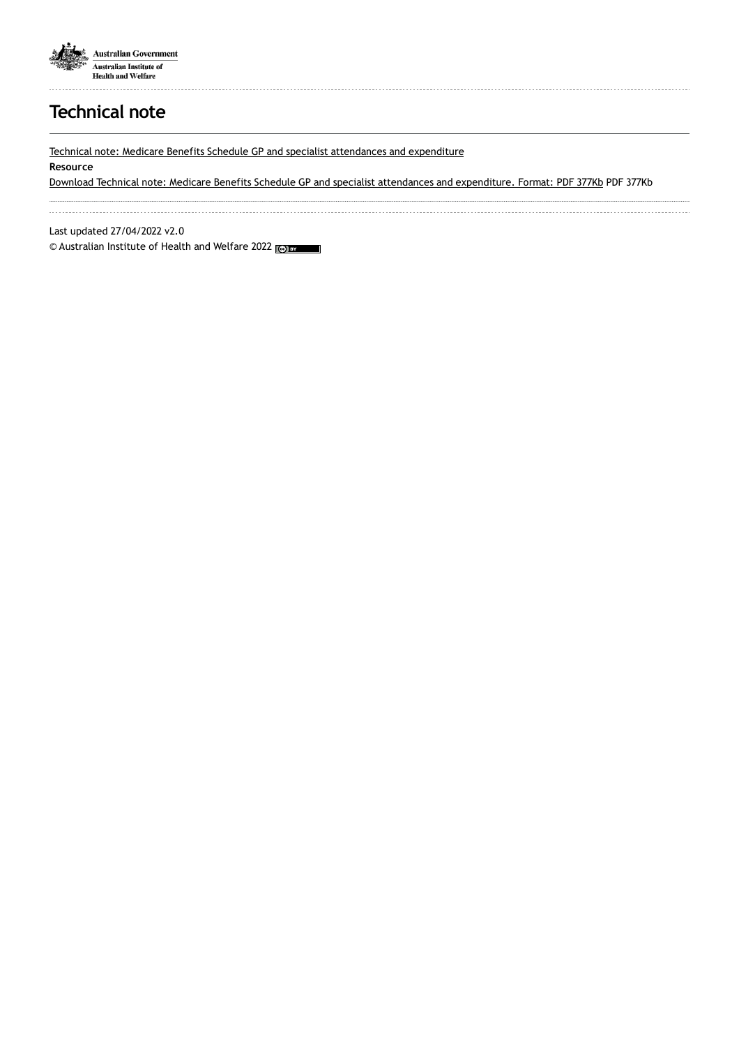# Technical note

Technical note: Medicare Benefits Schedule GP and specialist attendances and expenditure

**Resource**

Download Technical note: Medicare Benefits Schedule GP and specialist attendances and expenditure. Format: PDF 377Kb PDF 377Kb

Last updated 27/04/2022 v2.0

© Australian Institute of Health and Welfare 2022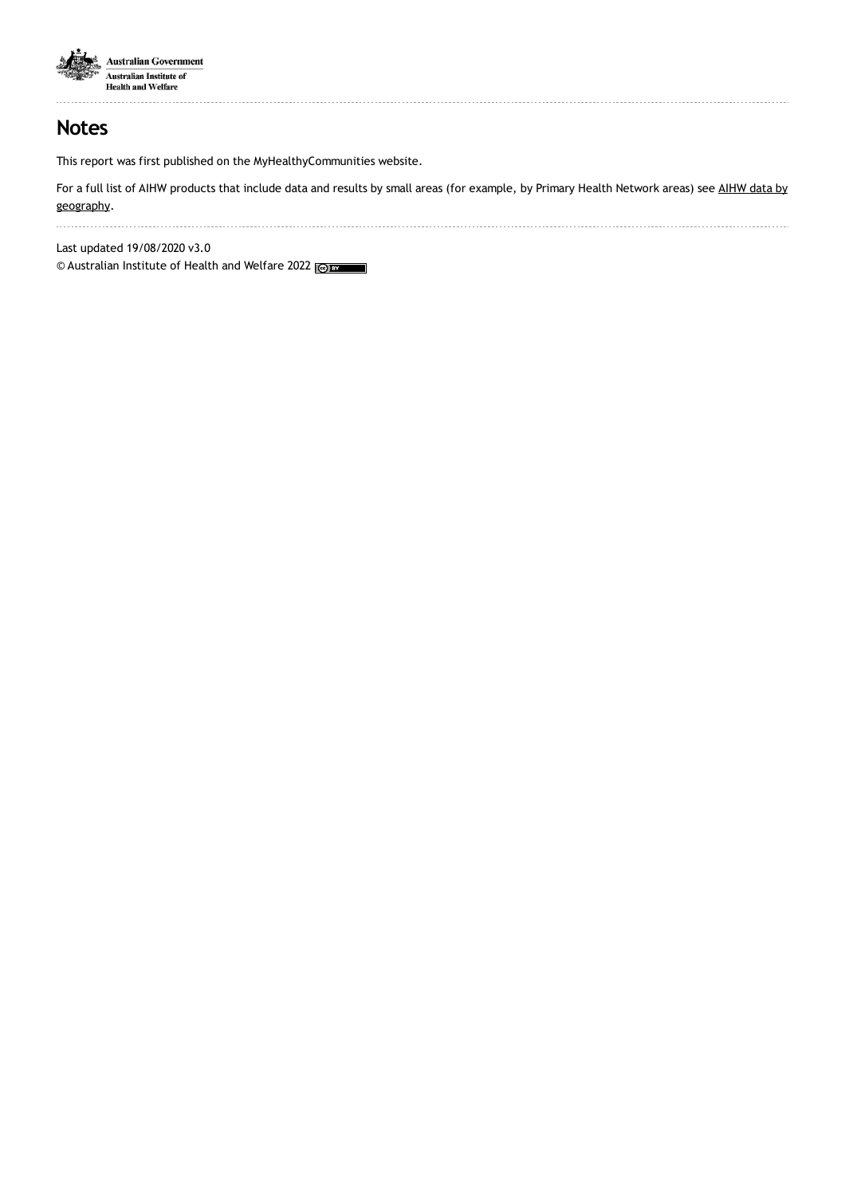## Notes

This report was first published on the MyHealthyCommunities website.

For a full list of AIHW products that include data and results by small areas (for example, by Primary Health Network areas) see AIHW data by geography.

Last updated 19/08/2020 v3.0

© Australian Institute of Health and Welfare 2022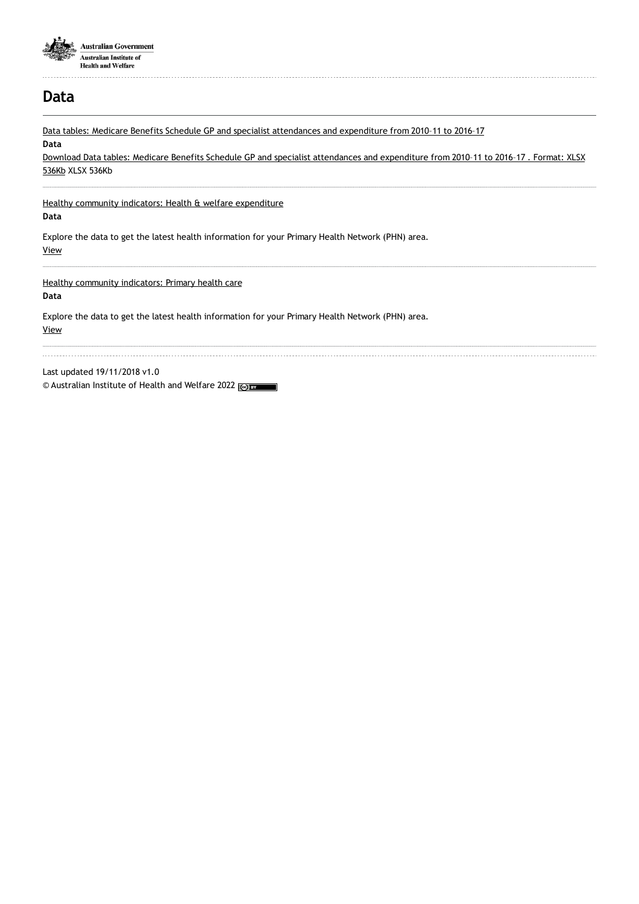# Data

Data tables: Medicare Benefits Schedule GP and specialist attendances and expenditure from 2010–11 to 2016–17

**Data**

Download Data tables: Medicare Benefits Schedule GP and specialist attendances and expenditure from 2010–11 to 2016–17 . Format: XLSX 536Kb XLSX 536Kb

Healthy community indicators: Health & welfare expenditure

**Data**

Explore the data to get the latest health information for your Primary Health Network (PHN) area.

View

Healthy community indicators: Primary health care

**Data**

Explore the data to get the latest health information for your Primary Health Network (PHN) area.

View

Last updated 19/11/2018 v1.0

© Australian Institute of Health and Welfare 2022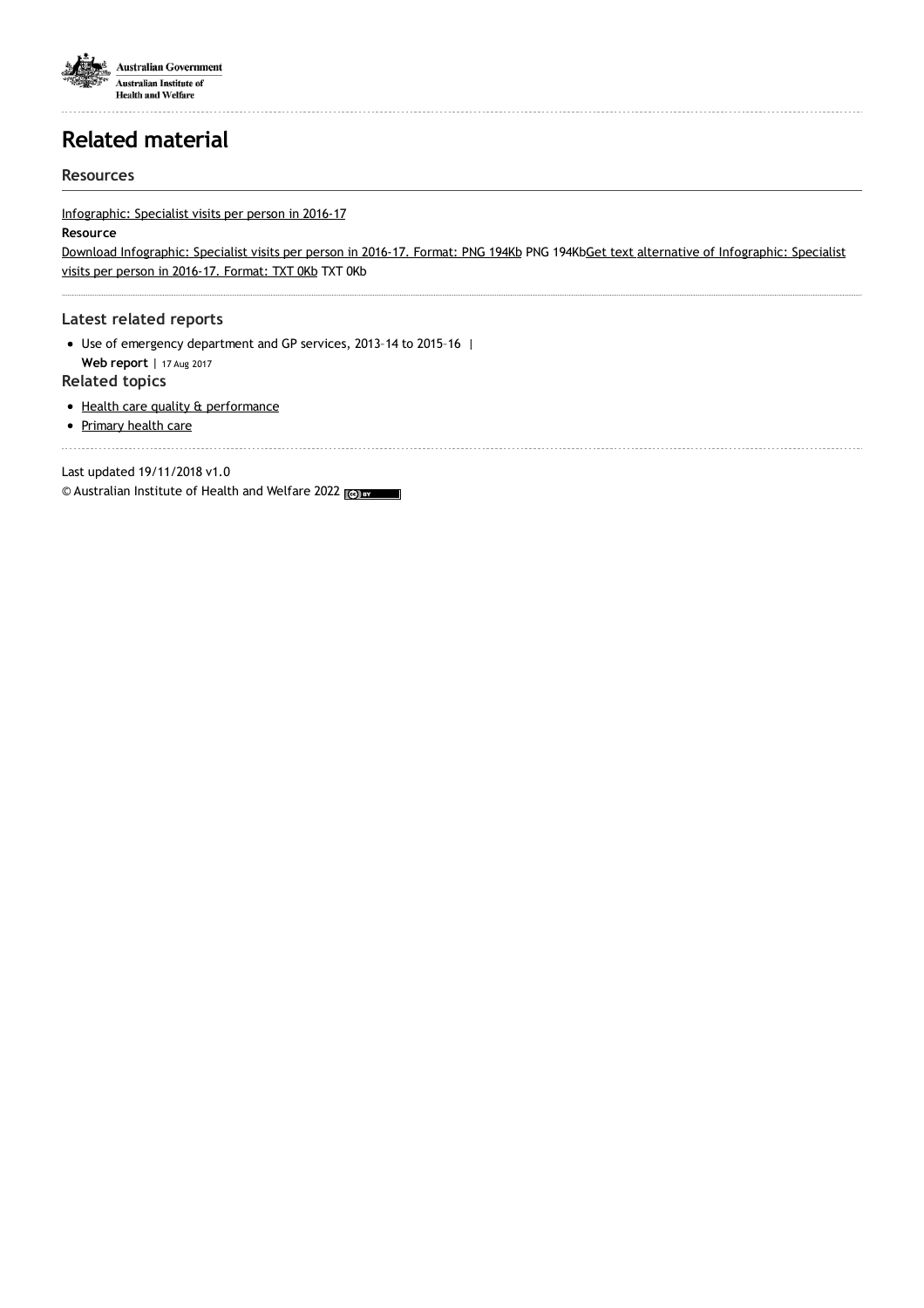# Related material

## Resources

Infographic: Specialist visits per person in 2016-17

**Resource**

Download Infographic: Specialist visits per person in 2016-17. Format: PNG 194Kb PNG 194KbGet text alternative of Infographic: Specialist visits per person in 2016-17. Format: TXT 0Kb TXT 0Kb

## Latest related reports

- Use of emergency department and GP services, 2013–14 to 2015–16 | **Web report** | 17 Aug 2017

## Related topics

- Health care quality & performance
- Primary health care

Last updated 19/11/2018 v1.0

© Australian Institute of Health and Welfare 2022